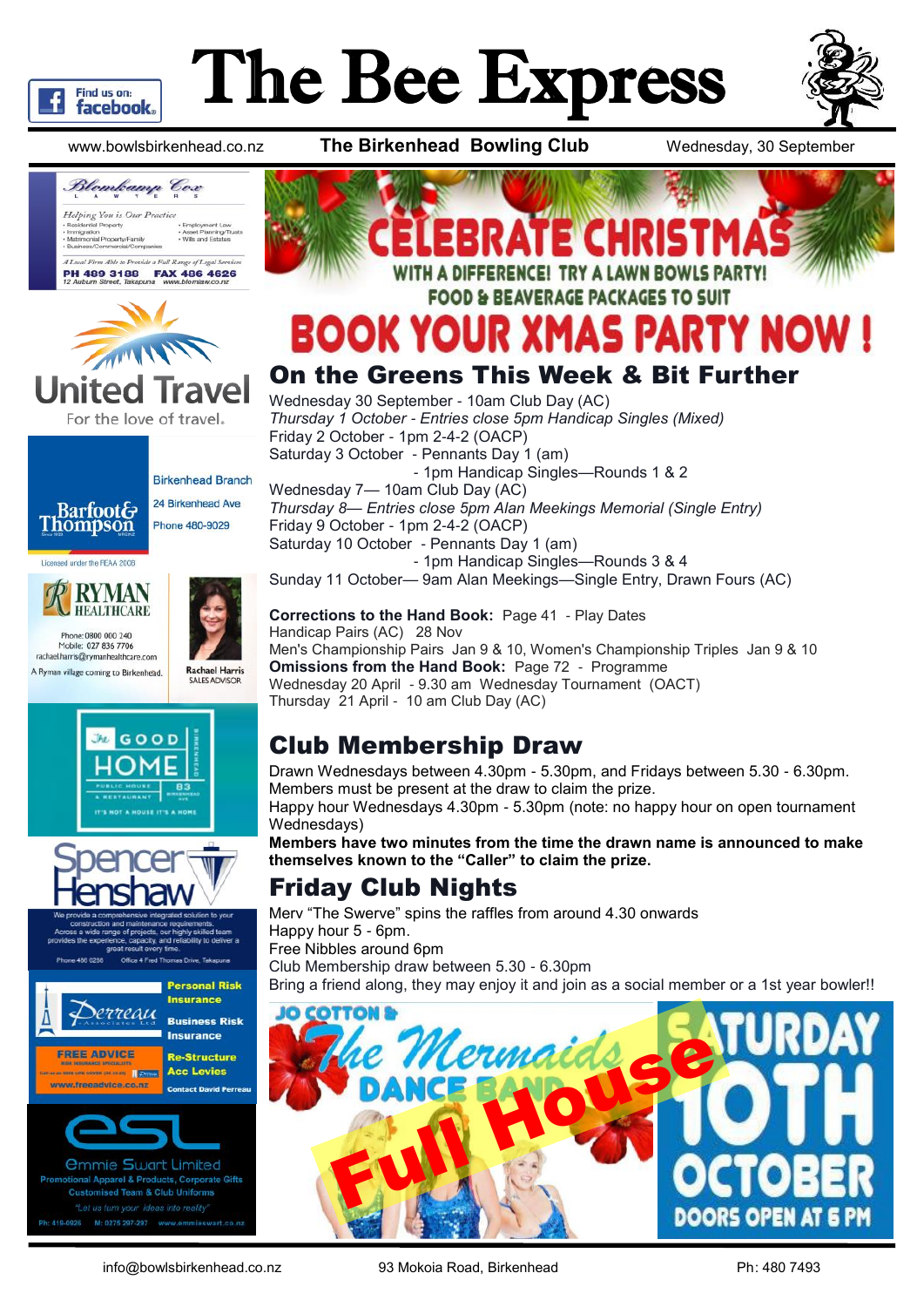# The Bee Express

www.bowlsbirkenhead.co.nz **The Birkenhead Bowling Club** Wednesday, 30 September

CELEBRATE CHRISTMAS
WITH A DIFFERENCE! TRY A LAWN BOWLS PARTY!
FOOD & BEAVERAGE PACKAGES TO SUIT
BOOK YOUR XMAS PARTY NOW !

## On the Greens This Week & Bit Further

Wednesday 30 September - 10am Club Day (AC)
*Thursday 1 October - Entries close 5pm Handicap Singles (Mixed)*
Friday 2 October - 1pm 2-4-2 (OACP)
Saturday 3 October - Pennants Day 1 (am)
- 1pm Handicap Singles—Rounds 1 & 2

Wednesday 7— 10am Club Day (AC)
*Thursday 8— Entries close 5pm Alan Meekings Memorial (Single Entry)*
Friday 9 October - 1pm 2-4-2 (OACP)
Saturday 10 October - Pennants Day 1 (am)
- 1pm Handicap Singles—Rounds 3 & 4

Sunday 11 October— 9am Alan Meekings—Single Entry, Drawn Fours (AC)

**Corrections to the Hand Book:** Page 41 - Play Dates
Handicap Pairs (AC) 28 Nov
Men's Championship Pairs Jan 9 & 10, Women's Championship Triples Jan 9 & 10
**Omissions from the Hand Book:** Page 72 - Programme
Wednesday 20 April - 9.30 am Wednesday Tournament (OACT)
Thursday 21 April - 10 am Club Day (AC)

## Club Membership Draw

Drawn Wednesdays between 4.30pm - 5.30pm, and Fridays between 5.30 - 6.30pm.
Members must be present at the draw to claim the prize.
Happy hour Wednesdays 4.30pm - 5.30pm (note: no happy hour on open tournament Wednesdays)
**Members have two minutes from the time the drawn name is announced to make themselves known to the "Caller" to claim the prize.**

## Friday Club Nights

Merv "The Swerve" spins the raffles from around 4.30 onwards
Happy hour 5 - 6pm.
Free Nibbles around 6pm
Club Membership draw between 5.30 - 6.30pm
Bring a friend along, they may enjoy it and join as a social member or a 1st year bowler!!

JO COTTON & The Mermaids DANCE BAND — Full House — SATURDAY 10TH OCTOBER — DOORS OPEN AT 6 PM

**Blomkamp Cox Lawyers** — Helping You is Our Practice
- Residential Property
- Immigration
- Matrimonial Property/Family
- Business/Commercial/Companies
- Employment Law
- Asset Planning/Trusts
- Wills and Estates

A Local Firm Able to Provide a Full Range of Legal Services
PH 489 3188 FAX 486 4626
12 Auburn Street, Takapuna www.blomlaw.co.nz

**United Travel** — For the love of travel.

**Barfoot & Thompson** — Birkenhead Branch, 24 Birkenhead Ave, Phone 480-9029. Licensed under the REAA 2008

**Ryman Healthcare** — Phone: 0800 000 240, Mobile: 027 836 7706, rachaelharris@rymanhealthcare.com. A Ryman village coming to Birkenhead. Rachael Harris, Sales Advisor

**The Good Home** — Public House & Restaurant, 83 Birkenhead Ave. It's not a house it's a home

**Spencer Henshaw** — We provide a comprehensive integrated solution to your construction and maintenance requirements. Across a wide range of projects, our highly skilled team provides the experience, capacity, and reliability to deliver a great result every time. Phone 486 0286, Office 4 Fred Thomas Drive, Takapuna

**Perreau Associates Ltd** — Personal Risk Insurance, Business Risk Insurance, Re-Structure Acc Levies. FREE ADVICE. www.freeadvice.co.nz. Contact David Perreau

**esl — Emmie Swart Limited** — Promotional Apparel & Products, Corporate Gifts, Customised Team & Club Uniforms. "Let us turn your ideas into reality". Ph: 410-0926 M: 0275 297-297 www.emmieswart.co.nz

info@bowlsbirkenhead.co.nz 93 Mokoia Road, Birkenhead Ph: 480 7493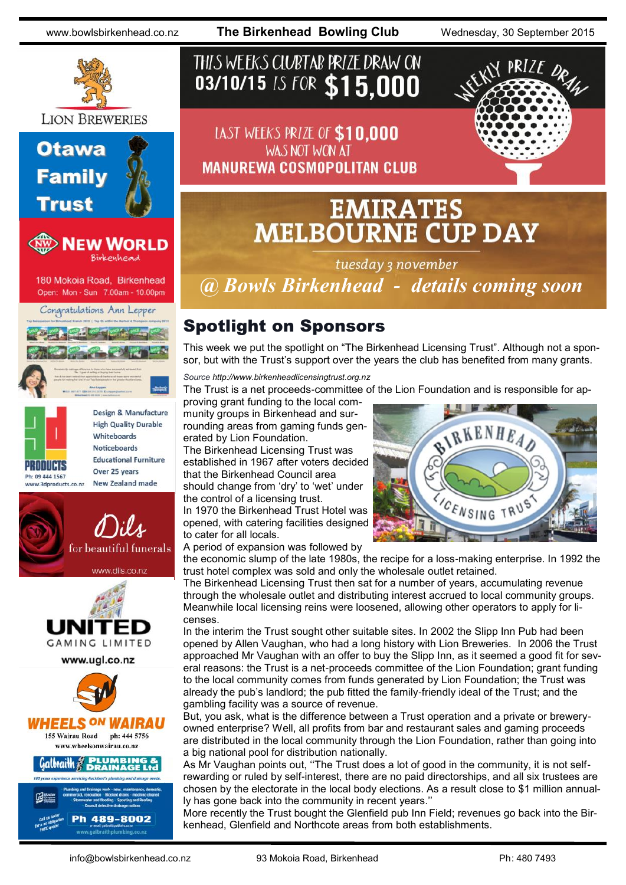THIS WEEKS CLUBTAB PRIZE DRAW ON 03/10/15 IS FOR $15,000

LAST WEEKS PRIZE OF $10,000 WAS NOT WON AT MANUREWA COSMOPOLITAN CLUB

WEEKLY PRIZE DRAW

# EMIRATES MELBOURNE CUP DAY

*tuesday 3 november*

***@ Bowls Birkenhead - details coming soon***

## Spotlight on Sponsors

This week we put the spotlight on "The Birkenhead Licensing Trust". Although not a sponsor, but with the Trust's support over the years the club has benefited from many grants.

*Source http://www.birkenheadlicensingtrust.org.nz*

The Trust is a net proceeds-committee of the Lion Foundation and is responsible for approving grant funding to the local community groups in Birkenhead and surrounding areas from gaming funds generated by Lion Foundation.

The Birkenhead Licensing Trust was established in 1967 after voters decided that the Birkenhead Council area should change from 'dry' to 'wet' under the control of a licensing trust.

In 1970 the Birkenhead Trust Hotel was opened, with catering facilities designed to cater for all locals.

A period of expansion was followed by the economic slump of the late 1980s, the recipe for a loss-making enterprise. In 1992 the trust hotel complex was sold and only the wholesale outlet retained.

The Birkenhead Licensing Trust then sat for a number of years, accumulating revenue through the wholesale outlet and distributing interest accrued to local community groups. Meanwhile local licensing reins were loosened, allowing other operators to apply for licenses.

In the interim the Trust sought other suitable sites. In 2002 the Slipp Inn Pub had been opened by Allen Vaughan, who had a long history with Lion Breweries. In 2006 the Trust approached Mr Vaughan with an offer to buy the Slipp Inn, as it seemed a good fit for several reasons: the Trust is a net-proceeds committee of the Lion Foundation; grant funding to the local community comes from funds generated by Lion Foundation; the Trust was already the pub's landlord; the pub fitted the family-friendly ideal of the Trust; and the gambling facility was a source of revenue.

But, you ask, what is the difference between a Trust operation and a private or brewery-owned enterprise? Well, all profits from bar and restaurant sales and gaming proceeds are distributed in the local community through the Lion Foundation, rather than going into a big national pool for distribution nationally.

As Mr Vaughan points out, ''The Trust does a lot of good in the community, it is not self-rewarding or ruled by self-interest, there are no paid directorships, and all six trustees are chosen by the electorate in the local body elections. As a result close to $1 million annually has gone back into the community in recent years.''

More recently the Trust bought the Glenfield pub Inn Field; revenues go back into the Birkenhead, Glenfield and Northcote areas from both establishments.

LION BREWERIES

Otawa Family Trust

NEW WORLD Birkenhead
180 Mokoia Road, Birkenhead
Open: Mon - Sun 7.00am - 10.00pm

Congratulations Ann Lepper

3d PRODUCTS
Ph: 09 444 1567
www.3dproducts.co.nz
Design & Manufacture
High Quality Durable
Whiteboards
Noticeboards
Educational Furniture
Over 25 years
New Zealand made

Dils for beautiful funerals
www.dils.co.nz

UNITED GAMING LIMITED
www.ugl.co.nz

WHEELS ON WAIRAU
155 Wairau Road ph: 444 5756
www.wheelsonwairau.co.nz

Galbraith PLUMBING & DRAINAGE Ltd
Ph 489-8002
www.galbraithplumbing.co.nz